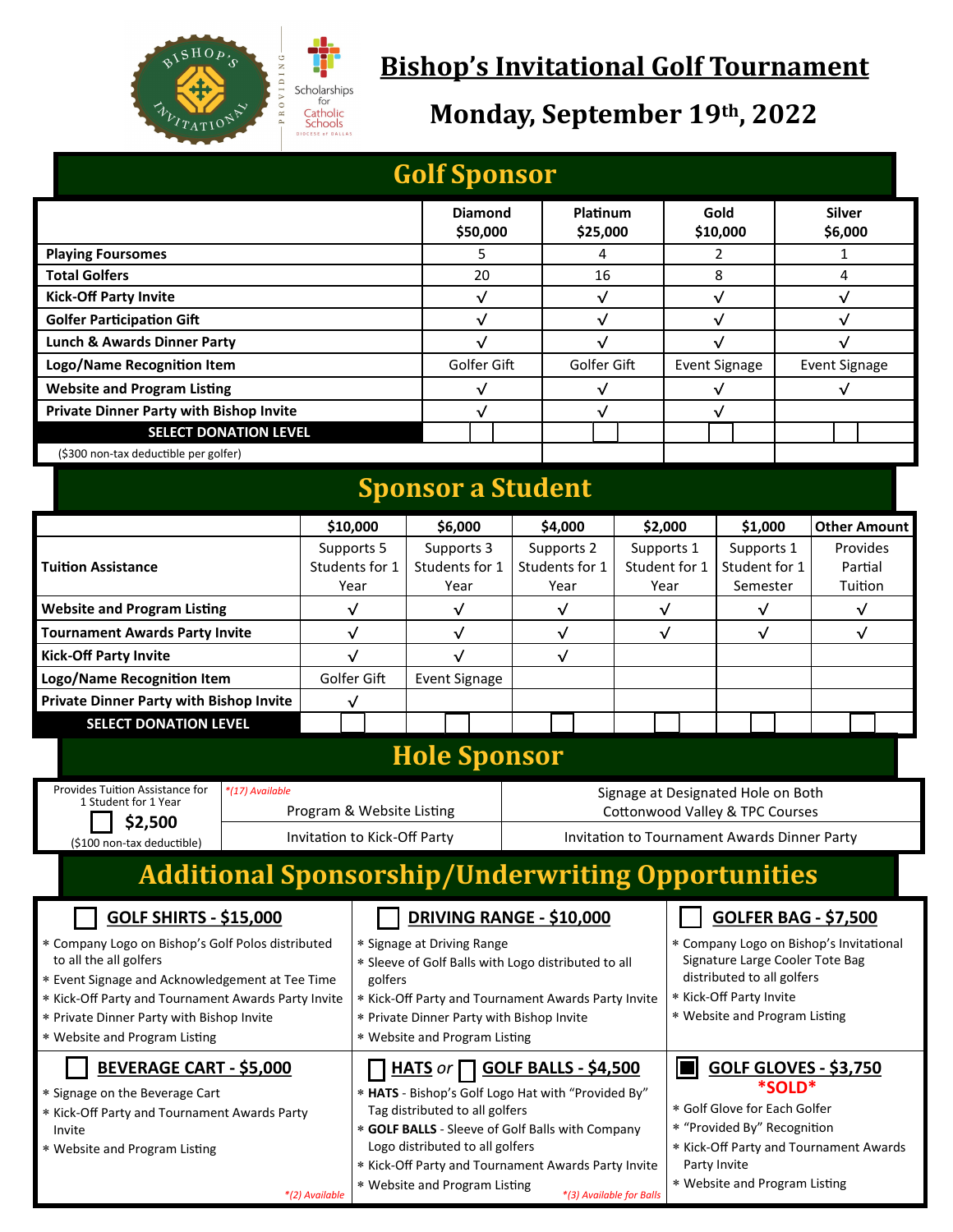# Bishop's Invitational Golf Tournament

## Monday, September 19th, 2022

## Golf Sponsor

| | Diamond $50,000 | Platinum $25,000 | Gold $10,000 | Silver $6,000 |
|---|---|---|---|---|
| **Playing Foursomes** | 5 | 4 | 2 | 1 |
| **Total Golfers** | 20 | 16 | 8 | 4 |
| **Kick-Off Party Invite** | √ | √ | √ | √ |
| **Golfer Participation Gift** | √ | √ | √ | √ |
| **Lunch & Awards Dinner Party** | √ | √ | √ | √ |
| **Logo/Name Recognition Item** | Golfer Gift | Golfer Gift | Event Signage | Event Signage |
| **Website and Program Listing** | √ | √ | √ | √ |
| **Private Dinner Party with Bishop Invite** | √ | √ | √ | |
| **SELECT DONATION LEVEL** | ☐ | ☐ | ☐ | ☐ |
| ($300 non-tax deductible per golfer) | | | | |

## Sponsor a Student

| | $10,000 | $6,000 | $4,000 | $2,000 | $1,000 | Other Amount |
|---|---|---|---|---|---|---|
| **Tuition Assistance** | Supports 5 Students for 1 Year | Supports 3 Students for 1 Year | Supports 2 Students for 1 Year | Supports 1 Student for 1 Year | Supports 1 Student for 1 Semester | Provides Partial Tuition |
| **Website and Program Listing** | √ | √ | √ | √ | √ | √ |
| **Tournament Awards Party Invite** | √ | √ | √ | √ | √ | √ |
| **Kick-Off Party Invite** | √ | √ | √ | | | |
| **Logo/Name Recognition Item** | Golfer Gift | Event Signage | | | | |
| **Private Dinner Party with Bishop Invite** | √ | | | | | |
| **SELECT DONATION LEVEL** | ☐ | ☐ | ☐ | ☐ | ☐ | ☐ |

## Hole Sponsor

| Provides Tuition Assistance for 1 Student for 1 Year ☐ **$2,500** ($100 non-tax deductible) | *(17) Available Program & Website Listing | Signage at Designated Hole on Both Cottonwood Valley & TPC Courses |
|---|---|---|
| | Invitation to Kick-Off Party | Invitation to Tournament Awards Dinner Party |

## Additional Sponsorship/Underwriting Opportunities

### ☐ GOLF SHIRTS - $15,000

* Company Logo on Bishop's Golf Polos distributed to all the all golfers
* Event Signage and Acknowledgement at Tee Time
* Kick-Off Party and Tournament Awards Party Invite
* Private Dinner Party with Bishop Invite
* Website and Program Listing

### ☐ DRIVING RANGE - $10,000

* Signage at Driving Range
* Sleeve of Golf Balls with Logo distributed to all golfers
* Kick-Off Party and Tournament Awards Party Invite
* Private Dinner Party with Bishop Invite
* Website and Program Listing

### ☐ GOLFER BAG - $7,500

* Company Logo on Bishop's Invitational Signature Large Cooler Tote Bag distributed to all golfers
* Kick-Off Party Invite
* Website and Program Listing

### ☐ BEVERAGE CART - $5,000

* Signage on the Beverage Cart
* Kick-Off Party and Tournament Awards Party Invite
* Website and Program Listing

*(2) Available

### ☐ HATS *or* ☐ GOLF BALLS - $4,500

* **HATS** - Bishop's Golf Logo Hat with "Provided By" Tag distributed to all golfers
* **GOLF BALLS** - Sleeve of Golf Balls with Company Logo distributed to all golfers
* Kick-Off Party and Tournament Awards Party Invite
* Website and Program Listing

*(3) Available for Balls

### ■ GOLF GLOVES - $3,750

***SOLD***

* Golf Glove for Each Golfer
* "Provided By" Recognition
* Kick-Off Party and Tournament Awards Party Invite
* Website and Program Listing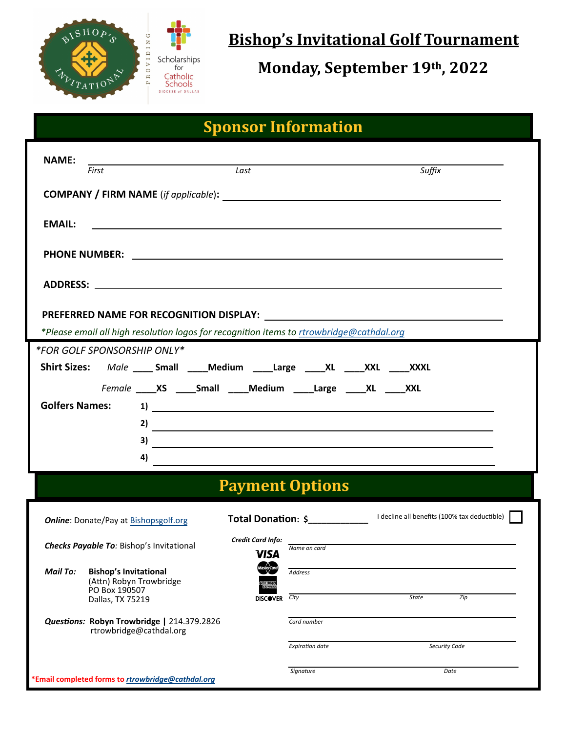# Bishop's Invitational Golf Tournament

## Monday, September 19th, 2022

## Sponsor Information

**NAME:** ______________________________________________

*First* *Last* *Suffix*

**COMPANY / FIRM NAME** (*if applicable*)**:** ______________________________________________

**EMAIL:** ______________________________________________

**PHONE NUMBER:** ______________________________________________

**ADDRESS:** ______________________________________________

**PREFERRED NAME FOR RECOGNITION DISPLAY:** ______________________________________________

*\*Please email all high resolution logos for recognition items to rtrowbridge@cathdal.org*

*\*FOR GOLF SPONSORSHIP ONLY\**

**Shirt Sizes:** *Male* ____ **Small** ____**Medium** ____**Large** ____**XL** ____**XXL** ____**XXXL**

*Female* ____**XS** ____**Small** ____**Medium** ____**Large** ____**XL** ____**XXL**

**Golfers Names:**

**1)** ______________________________________________

**2)** ______________________________________________

**3)** ______________________________________________

**4)** ______________________________________________

## Payment Options

***Online***: Donate/Pay at Bishopsgolf.org

***Checks Payable To***: Bishop's Invitational

***Mail To:*** **Bishop's Invitational**
(Attn) Robyn Trowbridge
PO Box 190507
Dallas, TX 75219

***Questions:*** **Robyn Trowbridge |** 214.379.2826
rtrowbridge@cathdal.org

**Total Donation: $**___________

I decline all benefits (100% tax deductible) ☐

***Credit Card Info:*** VISA, MasterCard, American Express, DISCOVER

______________________________________________
*Name on card*

______________________________________________
*Address*

______________________________________________
*City* *State* *Zip*

______________________________________________
*Card number*

______________________________________________
*Expiration date* *Security Code*

______________________________________________
*Signature* *Date*

**\*Email completed forms to *rtrowbridge@cathdal.org***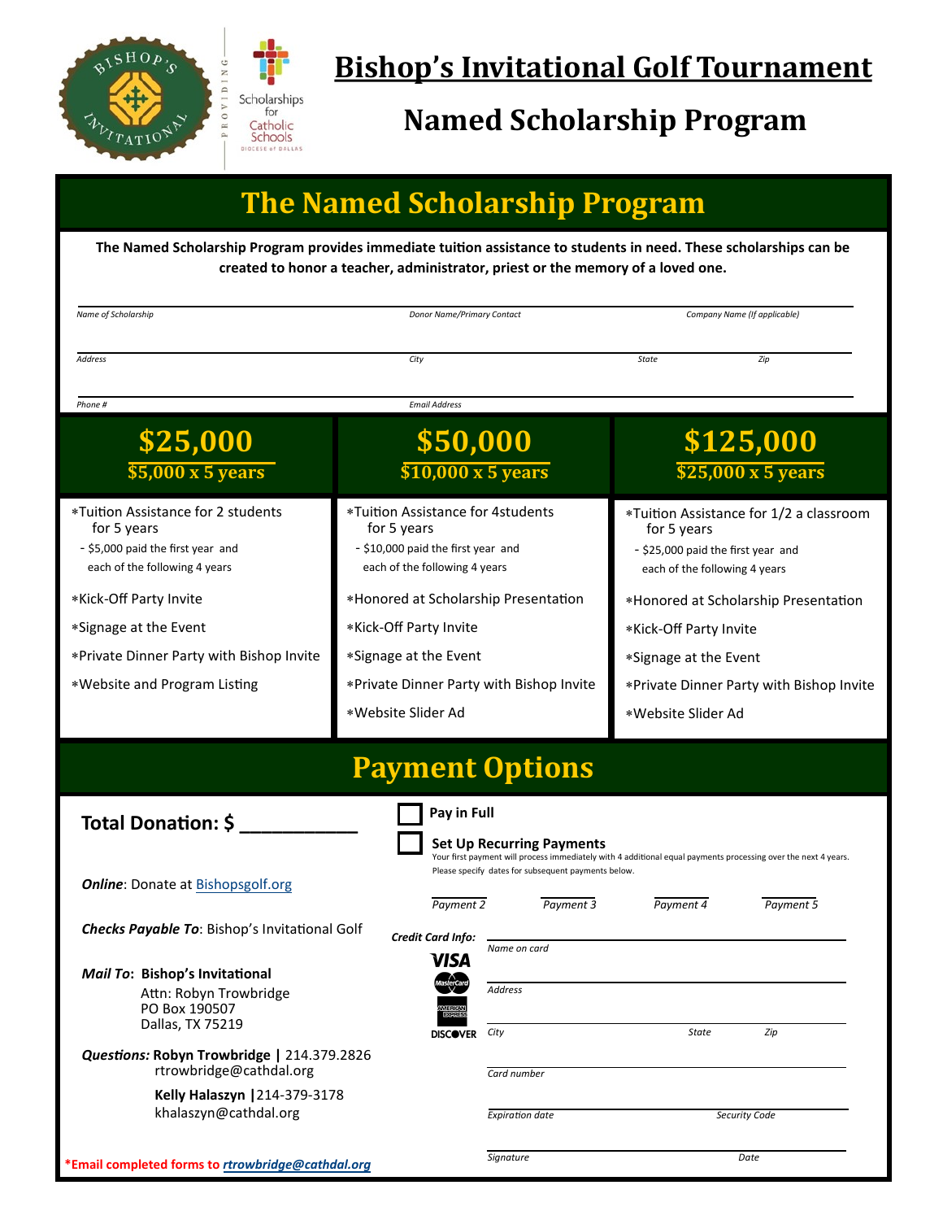# Bishop's Invitational Golf Tournament

## Named Scholarship Program

## The Named Scholarship Program

**The Named Scholarship Program provides immediate tuition assistance to students in need. These scholarships can be created to honor a teacher, administrator, priest or the memory of a loved one.**

*Name of Scholarship* | *Donor Name/Primary Contact* | *Company Name (If applicable)*

*Address* | *City* | *State* | *Zip*

*Phone #* | *Email Address*

| $25,000<br>$5,000 x 5 years | $50,000<br>$10,000 x 5 years | $125,000<br>$25,000 x 5 years |
|---|---|---|
| *Tuition Assistance for 2 students for 5 years<br>- $5,000 paid the first year and each of the following 4 years | *Tuition Assistance for 4students for 5 years<br>- $10,000 paid the first year and each of the following 4 years | *Tuition Assistance for 1/2 a classroom for 5 years<br>- $25,000 paid the first year and each of the following 4 years |
| *Kick-Off Party Invite | *Honored at Scholarship Presentation | *Honored at Scholarship Presentation |
| *Signage at the Event | *Kick-Off Party Invite | *Kick-Off Party Invite |
| *Private Dinner Party with Bishop Invite | *Signage at the Event | *Signage at the Event |
| *Website and Program Listing | *Private Dinner Party with Bishop Invite | *Private Dinner Party with Bishop Invite |
| | *Website Slider Ad | *Website Slider Ad |

## Payment Options

**Total Donation: $ __________**

☐ **Pay in Full**

☐ **Set Up Recurring Payments**
Your first payment will process immediately with 4 additional equal payments processing over the next 4 years. Please specify dates for subsequent payments below.

*Payment 2* | *Payment 3* | *Payment 4* | *Payment 5*

***Online***: Donate at Bishopsgolf.org

***Checks Payable To***: Bishop's Invitational Golf

***Mail To*: Bishop's Invitational**
Attn: Robyn Trowbridge
PO Box 190507
Dallas, TX 75219

***Questions:* Robyn Trowbridge |** 214.379.2826
rtrowbridge@cathdal.org

**Kelly Halaszyn |**214-379-3178
khalaszyn@cathdal.org

***Credit Card Info:***

VISA / MasterCard / American Express / DISCOVER

*Name on card*

*Address*

*City* | *State* | *Zip*

*Card number*

*Expiration date* | *Security Code*

*Signature* | *Date*

***Email completed forms to *rtrowbridge@cathdal.org***